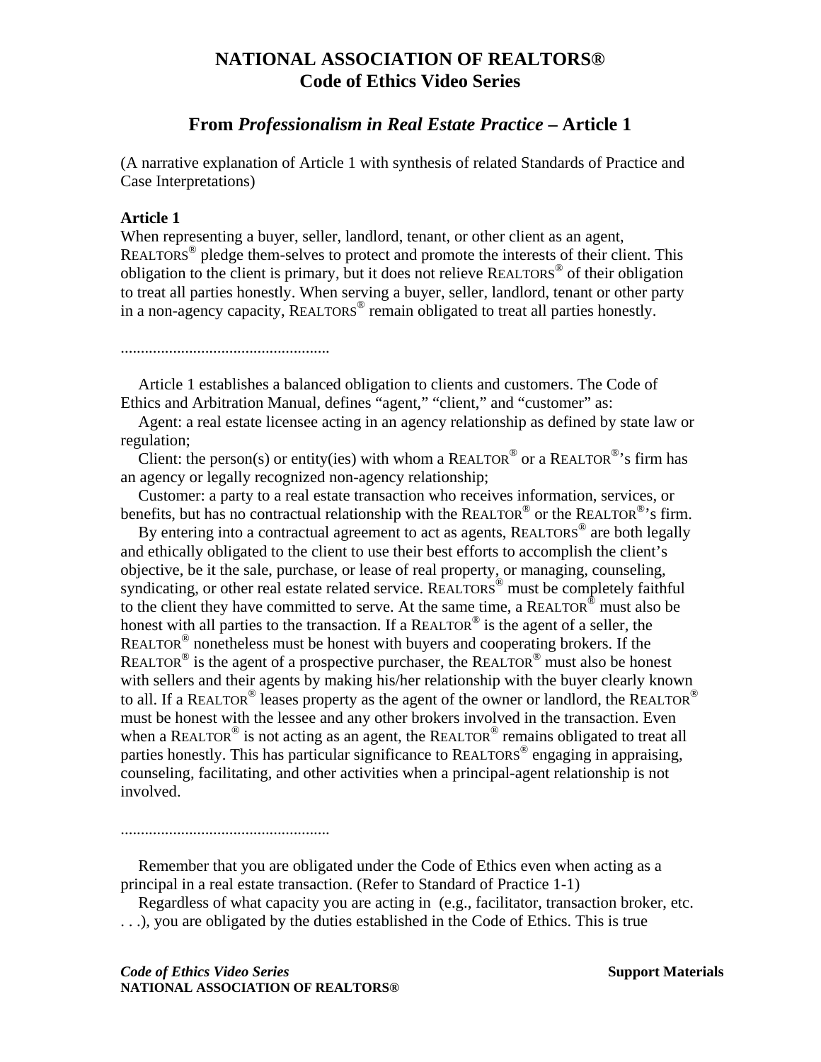# NATIONAL ASSOCIATION OF REALTORS®
## Code of Ethics Video Series

## From *Professionalism in Real Estate Practice* – Article 1

(A narrative explanation of Article 1 with synthesis of related Standards of Practice and Case Interpretations)

**Article 1**
When representing a buyer, seller, landlord, tenant, or other client as an agent, REALTORS® pledge them-selves to protect and promote the interests of their client. This obligation to the client is primary, but it does not relieve REALTORS® of their obligation to treat all parties honestly. When serving a buyer, seller, landlord, tenant or other party in a non-agency capacity, REALTORS® remain obligated to treat all parties honestly.

....................................................

Article 1 establishes a balanced obligation to clients and customers. The Code of Ethics and Arbitration Manual, defines "agent," "client," and "customer" as:

Agent: a real estate licensee acting in an agency relationship as defined by state law or regulation;

Client: the person(s) or entity(ies) with whom a REALTOR® or a REALTOR®'s firm has an agency or legally recognized non-agency relationship;

Customer: a party to a real estate transaction who receives information, services, or benefits, but has no contractual relationship with the REALTOR® or the REALTOR®'s firm.

By entering into a contractual agreement to act as agents, REALTORS® are both legally and ethically obligated to the client to use their best efforts to accomplish the client's objective, be it the sale, purchase, or lease of real property, or managing, counseling, syndicating, or other real estate related service. REALTORS® must be completely faithful to the client they have committed to serve. At the same time, a REALTOR® must also be honest with all parties to the transaction. If a REALTOR® is the agent of a seller, the REALTOR® nonetheless must be honest with buyers and cooperating brokers. If the REALTOR® is the agent of a prospective purchaser, the REALTOR® must also be honest with sellers and their agents by making his/her relationship with the buyer clearly known to all. If a REALTOR® leases property as the agent of the owner or landlord, the REALTOR® must be honest with the lessee and any other brokers involved in the transaction. Even when a REALTOR® is not acting as an agent, the REALTOR® remains obligated to treat all parties honestly. This has particular significance to REALTORS® engaging in appraising, counseling, facilitating, and other activities when a principal-agent relationship is not involved.

....................................................

Remember that you are obligated under the Code of Ethics even when acting as a principal in a real estate transaction. (Refer to Standard of Practice 1-1)

Regardless of what capacity you are acting in (e.g., facilitator, transaction broker, etc. . . .), you are obligated by the duties established in the Code of Ethics. This is true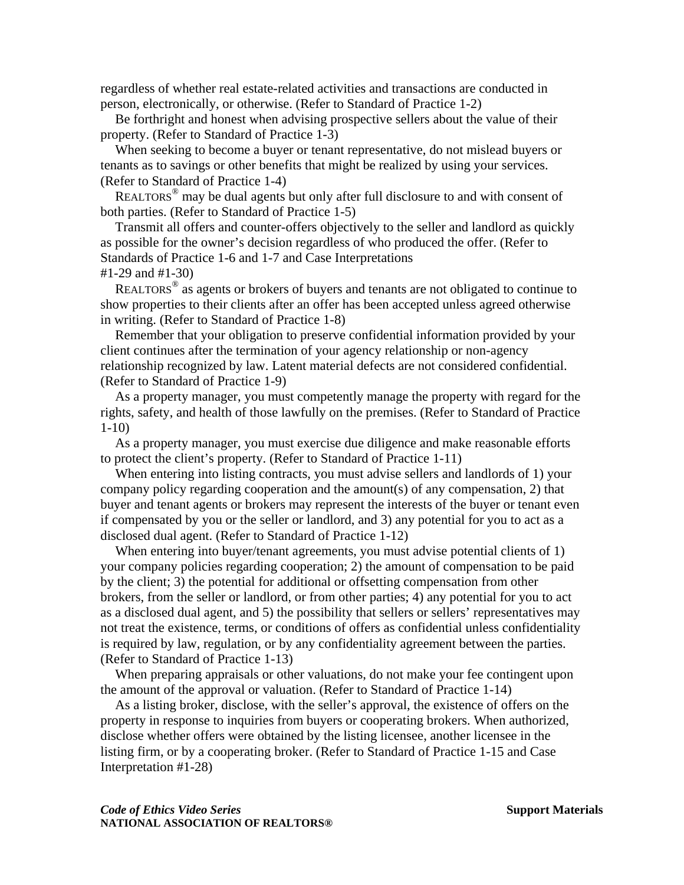regardless of whether real estate-related activities and transactions are conducted in person, electronically, or otherwise. (Refer to Standard of Practice 1-2)

Be forthright and honest when advising prospective sellers about the value of their property. (Refer to Standard of Practice 1-3)

When seeking to become a buyer or tenant representative, do not mislead buyers or tenants as to savings or other benefits that might be realized by using your services. (Refer to Standard of Practice 1-4)

REALTORS® may be dual agents but only after full disclosure to and with consent of both parties. (Refer to Standard of Practice 1-5)

Transmit all offers and counter-offers objectively to the seller and landlord as quickly as possible for the owner's decision regardless of who produced the offer. (Refer to Standards of Practice 1-6 and 1-7 and Case Interpretations #1-29 and #1-30)

REALTORS® as agents or brokers of buyers and tenants are not obligated to continue to show properties to their clients after an offer has been accepted unless agreed otherwise in writing. (Refer to Standard of Practice 1-8)

Remember that your obligation to preserve confidential information provided by your client continues after the termination of your agency relationship or non-agency relationship recognized by law. Latent material defects are not considered confidential. (Refer to Standard of Practice 1-9)

As a property manager, you must competently manage the property with regard for the rights, safety, and health of those lawfully on the premises. (Refer to Standard of Practice 1-10)

As a property manager, you must exercise due diligence and make reasonable efforts to protect the client's property. (Refer to Standard of Practice 1-11)

When entering into listing contracts, you must advise sellers and landlords of 1) your company policy regarding cooperation and the amount(s) of any compensation, 2) that buyer and tenant agents or brokers may represent the interests of the buyer or tenant even if compensated by you or the seller or landlord, and 3) any potential for you to act as a disclosed dual agent. (Refer to Standard of Practice 1-12)

When entering into buyer/tenant agreements, you must advise potential clients of 1) your company policies regarding cooperation; 2) the amount of compensation to be paid by the client; 3) the potential for additional or offsetting compensation from other brokers, from the seller or landlord, or from other parties; 4) any potential for you to act as a disclosed dual agent, and 5) the possibility that sellers or sellers' representatives may not treat the existence, terms, or conditions of offers as confidential unless confidentiality is required by law, regulation, or by any confidentiality agreement between the parties. (Refer to Standard of Practice 1-13)

When preparing appraisals or other valuations, do not make your fee contingent upon the amount of the approval or valuation. (Refer to Standard of Practice 1-14)

As a listing broker, disclose, with the seller's approval, the existence of offers on the property in response to inquiries from buyers or cooperating brokers. When authorized, disclose whether offers were obtained by the listing licensee, another licensee in the listing firm, or by a cooperating broker. (Refer to Standard of Practice 1-15 and Case Interpretation #1-28)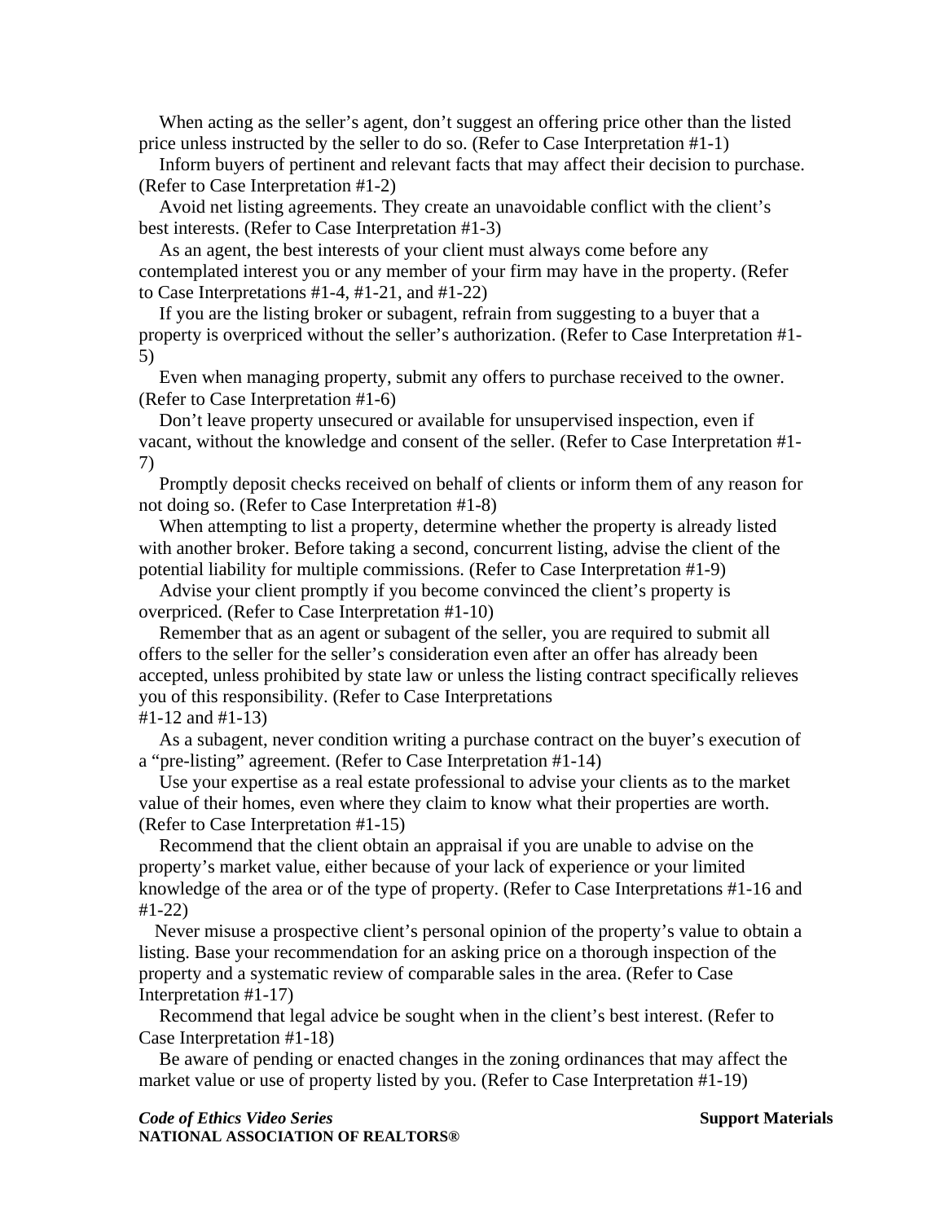When acting as the seller's agent, don't suggest an offering price other than the listed price unless instructed by the seller to do so. (Refer to Case Interpretation #1-1)

Inform buyers of pertinent and relevant facts that may affect their decision to purchase. (Refer to Case Interpretation #1-2)

Avoid net listing agreements. They create an unavoidable conflict with the client's best interests. (Refer to Case Interpretation #1-3)

As an agent, the best interests of your client must always come before any contemplated interest you or any member of your firm may have in the property. (Refer to Case Interpretations #1-4, #1-21, and #1-22)

If you are the listing broker or subagent, refrain from suggesting to a buyer that a property is overpriced without the seller's authorization. (Refer to Case Interpretation #1-5)

Even when managing property, submit any offers to purchase received to the owner. (Refer to Case Interpretation #1-6)

Don't leave property unsecured or available for unsupervised inspection, even if vacant, without the knowledge and consent of the seller. (Refer to Case Interpretation #1-7)

Promptly deposit checks received on behalf of clients or inform them of any reason for not doing so. (Refer to Case Interpretation #1-8)

When attempting to list a property, determine whether the property is already listed with another broker. Before taking a second, concurrent listing, advise the client of the potential liability for multiple commissions. (Refer to Case Interpretation #1-9)

Advise your client promptly if you become convinced the client's property is overpriced. (Refer to Case Interpretation #1-10)

Remember that as an agent or subagent of the seller, you are required to submit all offers to the seller for the seller's consideration even after an offer has already been accepted, unless prohibited by state law or unless the listing contract specifically relieves you of this responsibility. (Refer to Case Interpretations #1-12 and #1-13)

As a subagent, never condition writing a purchase contract on the buyer's execution of a "pre-listing" agreement. (Refer to Case Interpretation #1-14)

Use your expertise as a real estate professional to advise your clients as to the market value of their homes, even where they claim to know what their properties are worth. (Refer to Case Interpretation #1-15)

Recommend that the client obtain an appraisal if you are unable to advise on the property's market value, either because of your lack of experience or your limited knowledge of the area or of the type of property. (Refer to Case Interpretations #1-16 and #1-22)

Never misuse a prospective client's personal opinion of the property's value to obtain a listing. Base your recommendation for an asking price on a thorough inspection of the property and a systematic review of comparable sales in the area. (Refer to Case Interpretation #1-17)

Recommend that legal advice be sought when in the client's best interest. (Refer to Case Interpretation #1-18)

Be aware of pending or enacted changes in the zoning ordinances that may affect the market value or use of property listed by you. (Refer to Case Interpretation #1-19)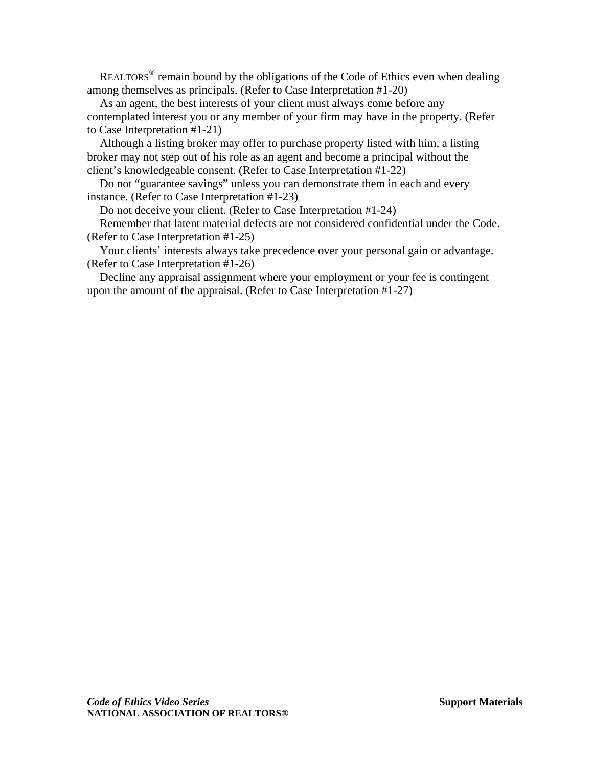REALTORS® remain bound by the obligations of the Code of Ethics even when dealing among themselves as principals. (Refer to Case Interpretation #1-20)

As an agent, the best interests of your client must always come before any contemplated interest you or any member of your firm may have in the property. (Refer to Case Interpretation #1-21)

Although a listing broker may offer to purchase property listed with him, a listing broker may not step out of his role as an agent and become a principal without the client's knowledgeable consent. (Refer to Case Interpretation #1-22)

Do not "guarantee savings" unless you can demonstrate them in each and every instance. (Refer to Case Interpretation #1-23)

Do not deceive your client. (Refer to Case Interpretation #1-24)

Remember that latent material defects are not considered confidential under the Code. (Refer to Case Interpretation #1-25)

Your clients' interests always take precedence over your personal gain or advantage. (Refer to Case Interpretation #1-26)

Decline any appraisal assignment where your employment or your fee is contingent upon the amount of the appraisal. (Refer to Case Interpretation #1-27)